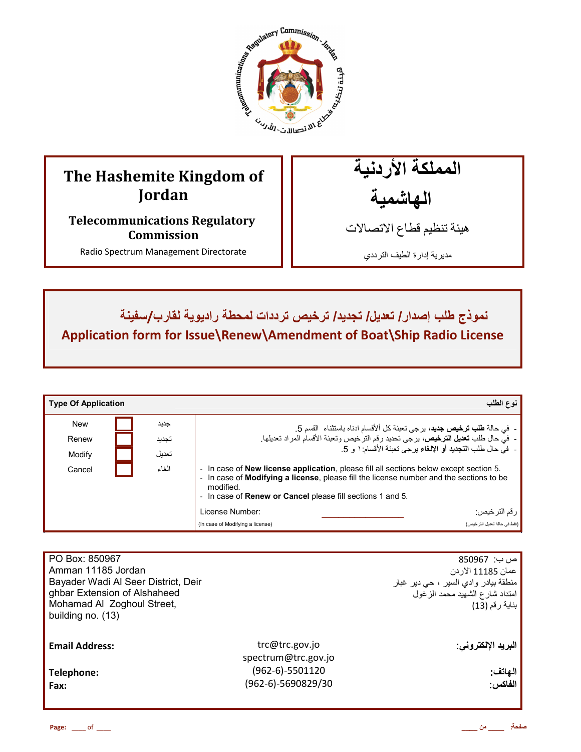| The Hashemite Kingdom of Jordan | المملكة الأردنية الهاشمية |
|---|---|
| **Telecommunications Regulatory Commission** | هيئة تنظيم قطاع الاتصالات |
| Radio Spectrum Management Directorate | مديرية إدارة الطيف الترددي |

# نموذج طلب إصدار/ تعديل/ تجديد/ ترخيص ترددات لمحطة راديوية لقارب/سفينة

# Application form for Issue\Renew\Amendment of Boat\Ship Radio License

| **Type Of Application** | | | **نوع الطلب** |
|---|---|---|---|
| New | ☐ | جديد | - في حالة **طلب ترخيص جديد**، يرجى تعبئة كل ألأقسام ادناه باستثناء القسم 5.<br>- في حال طلب **تعديل الترخيص**، يرجى تحديد رقم الترخيص وتعبئة الأقسام المراد تعديلها.<br>- في حال طلب **التجديد أو الإلغاء** يرجى تعبئة الأقسام: ١ و 5. |
| Renew | ☐ | تجديد | - In case of **New license application**, please fill all sections below except section 5.<br>- In case of **Modifying a license**, please fill the license number and the sections to be modified.<br>- In case of **Renew or Cancel** please fill sections 1 and 5. |
| Modify | ☐ | تعديل | License Number: ____________ :رقم الترخيص |
| Cancel | ☐ | الغاء | (In case of Modifying a license) (فقط في حالة تعديل الترخيص) |

| | | |
|---|---|---|
| PO Box: 850967<br>Amman 11185 Jordan<br>Bayader Wadi Al Seer District, Deir ghbar Extension of Alshaheed Mohamad Al Zoghoul Street, building no. (13) | | ص ب: 850967<br>عمان 11185 الاردن<br>منطقة بيادر وادي السير ، حي دير غبار<br>امتداد شارع الشهيد محمد الزغول<br>بناية رقم (13) |
| **Email Address:** | trc@trc.gov.jo<br>spectrum@trc.gov.jo | **البريد الإلكتروني:** |
| **Telephone:** | (962-6)-5501120 | **الهاتف:** |
| **Fax:** | (962-6)-5690829/30 | **الفاكس:** |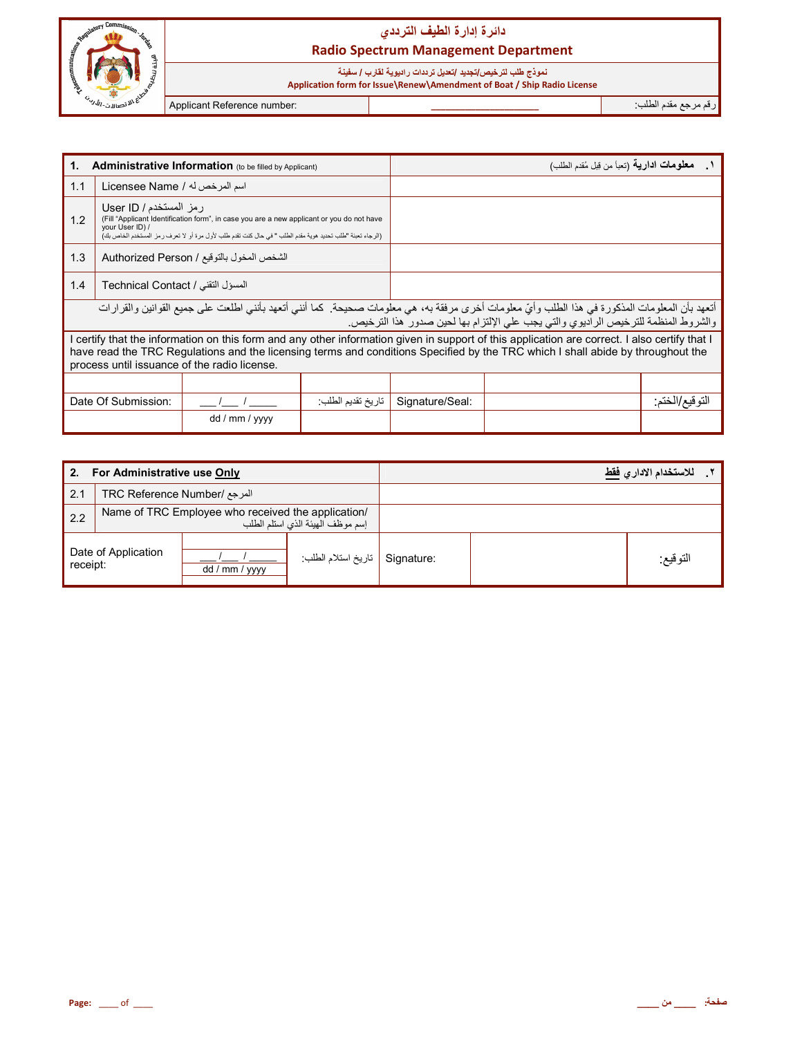# دائرة إدارة الطيف الترددي

## Radio Spectrum Management Department

نموذج طلب لترخيص/تجديد /تعديل ترددات راديوية لقارب / سفينة

Application form for Issue\Renew\Amendment of Boat / Ship Radio License

| Applicant Reference number: | ____________________ | رقم مرجع مقدم الطلب: |
|---|---|---|

| 1. **Administrative Information** (to be filled by Applicant) | | ١. **معلومات ادارية** (تعبأ من قبل مُقدم الطلب) |
|---|---|---|
| 1.1 | Licensee Name / اسم المرخص له | |
| 1.2 | User ID / رمز المستخدم (Fill "Applicant Identification form", in case you are a new applicant or you do not have your User ID) / (الرجاء تعبئة "طلب تحديد هوية مقدم الطلب " في حال كنت تقدم طلب لأول مرة أو لا تعرف رمز المستخدم الخاص بك) | |
| 1.3 | Authorized Person / الشخص المخول بالتوقيع | |
| 1.4 | Technical Contact / المسؤل التقني | |

أتعهد بأن المعلومات المذكورة في هذا الطلب وأيّ معلومات أخرى مرفقة به، هي معلومات صحيحة. كما أنني أتعهد بأنني اطلعت على جميع القوانين والقرارات والشروط المنظمة للترخيص الراديوي والتي يجب علي الإلتزام بها لحين صدور هذا الترخيص.

I certify that the information on this form and any other information given in support of this application are correct. I also certify that I have read the TRC Regulations and the licensing terms and conditions Specified by the TRC which I shall abide by throughout the process until issuance of the radio license.

| Date Of Submission: | ___/___ / _____ dd / mm / yyyy | تاريخ تقديم الطلب: | Signature/Seal: | | التوقيع/الختم: |
|---|---|---|---|---|---|

| 2. **For Administrative use <u>Only</u>** | | ٢. **للاستخدام الاداري <u>فقط</u>** |
|---|---|---|
| 2.1 | TRC Reference Number/ المرجع | |
| 2.2 | Name of TRC Employee who received the application/ إسم موظف الهيئة الذي استلم الطلب | |

| Date of Application receipt: | ___/___ / _____ dd / mm / yyyy | تاريخ استلام الطلب: | Signature: | | التوقيع: |
|---|---|---|---|---|---|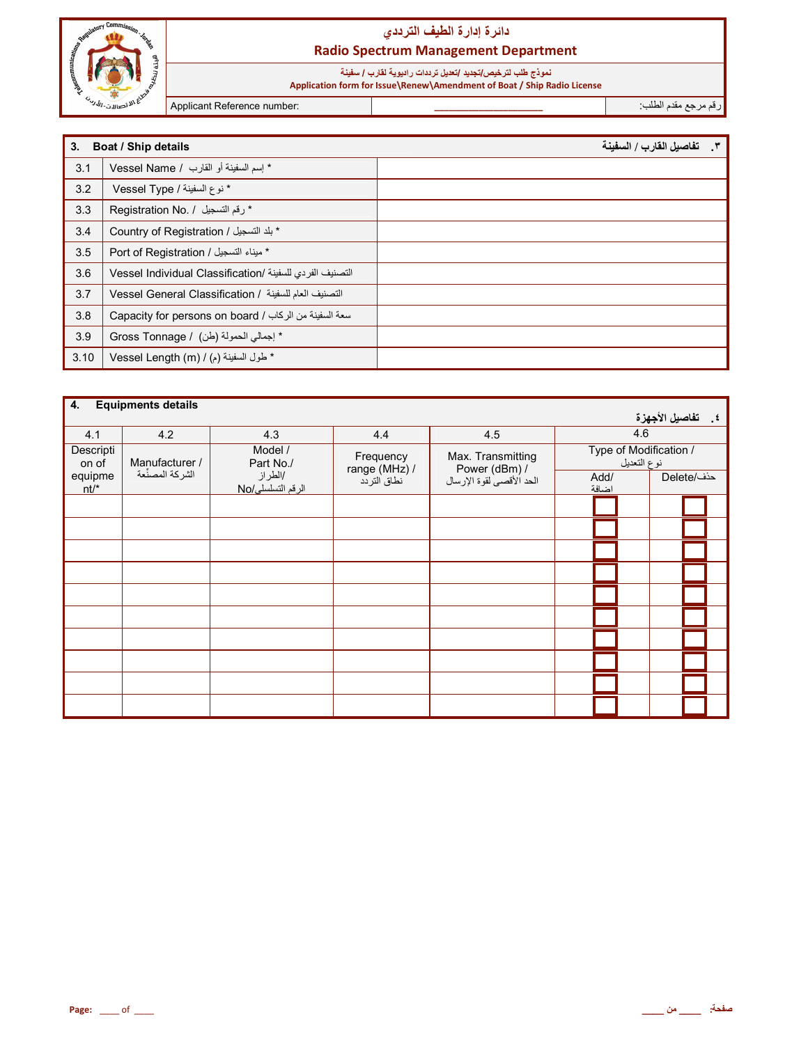| | دائرة إدارة الطيف الترددي |
|---|---|
| | **Radio Spectrum Management Department** |
| | نموذج طلب لترخيص/تجديد /تعديل ترددات راديوية لقارب / سفينة |
| | **Application form for Issue\Renew\Amendment of Boat / Ship Radio License** |
| | Applicant Reference number: ____________________ رقم مرجع مقدم الطلب: |

| **3. Boat / Ship details** | **٣. تفاصيل القارب / السفينة** |
|---|---|
| 3.1 | Vessel Name / إسم السفينة أو القارب * | |
| 3.2 | Vessel Type / نوع السفينة * | |
| 3.3 | Registration No. / رقم التسجيل * | |
| 3.4 | Country of Registration / بلد التسجيل * | |
| 3.5 | Port of Registration / ميناء التسجيل * | |
| 3.6 | Vessel Individual Classification/ التصنيف الفردي للسفينة | |
| 3.7 | Vessel General Classification / التصنيف العام للسفينة | |
| 3.8 | Capacity for persons on board / سعة السفينة من الركاب | |
| 3.9 | Gross Tonnage / إجمالي الحمولة (طن) * | |
| 3.10 | Vessel Length (m) / طول السفينة (م) * | |

**4. Equipments details** **٤. تفاصيل الأجهزة**

| 4.1 | 4.2 | 4.3 | 4.4 | 4.5 | 4.6 | |
|---|---|---|---|---|---|---|
| Description of equipment* | Manufacturer / الشركة المصنّعة | Model / Part No./ الطراز/ الرقم التسلسلي/No | Frequency range (MHz) / نطاق التردد | Max. Transmitting Power (dBm) / الحد الأقصى لقوة الإرسال | Type of Modification / نوع التعديل | |
| | | | | | Add/ اضافة | Delete/حذف |
| | | | | | ☐ | ☐ |
| | | | | | ☐ | ☐ |
| | | | | | ☐ | ☐ |
| | | | | | ☐ | ☐ |
| | | | | | ☐ | ☐ |
| | | | | | ☐ | ☐ |
| | | | | | ☐ | ☐ |
| | | | | | ☐ | ☐ |
| | | | | | ☐ | ☐ |
| | | | | | ☐ | ☐ |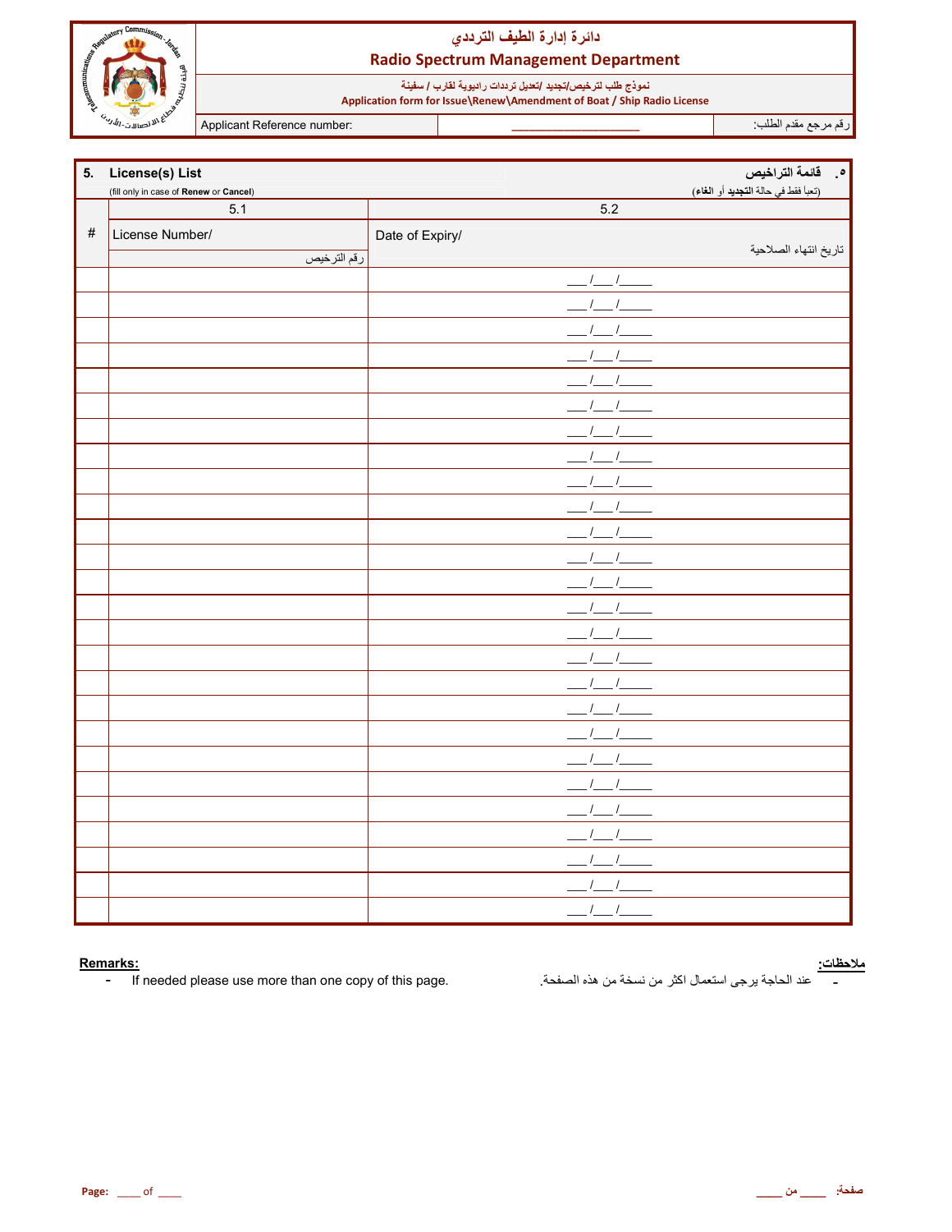**دائرة إدارة الطيف الترددي**

**Radio Spectrum Management Department**

**نموذج طلب لترخيص/تجديد /تعديل ترددات راديوية لقارب / سفينة**

**Application form for Issue\Renew\Amendment of Boat / Ship Radio License**

| Applicant Reference number: | ____________________ | رقم مرجع مقدم الطلب: |
|---|---|---|

## 5. License(s) List — ٥. قائمة التراخيص

(fill only in case of **Renew** or **Cancel**) — (تعبأ فقط في حالة **التجديد** أو **الغاء**)

| # | 5.1 License Number/ رقم الترخيص | 5.2 Date of Expiry/ تاريخ انتهاء الصلاحية |
|---|---|---|
| | | ___/___/_____ |
| | | ___/___/_____ |
| | | ___/___/_____ |
| | | ___/___/_____ |
| | | ___/___/_____ |
| | | ___/___/_____ |
| | | ___/___/_____ |
| | | ___/___/_____ |
| | | ___/___/_____ |
| | | ___/___/_____ |
| | | ___/___/_____ |
| | | ___/___/_____ |
| | | ___/___/_____ |
| | | ___/___/_____ |
| | | ___/___/_____ |
| | | ___/___/_____ |
| | | ___/___/_____ |
| | | ___/___/_____ |
| | | ___/___/_____ |
| | | ___/___/_____ |
| | | ___/___/_____ |
| | | ___/___/_____ |
| | | ___/___/_____ |
| | | ___/___/_____ |
| | | ___/___/_____ |
| | | ___/___/_____ |

**Remarks:**

- If needed please use more than one copy of this page.

**ملاحظات:**

- عند الحاجة يرجى استعمال اكثر من نسخة من هذه الصفحة.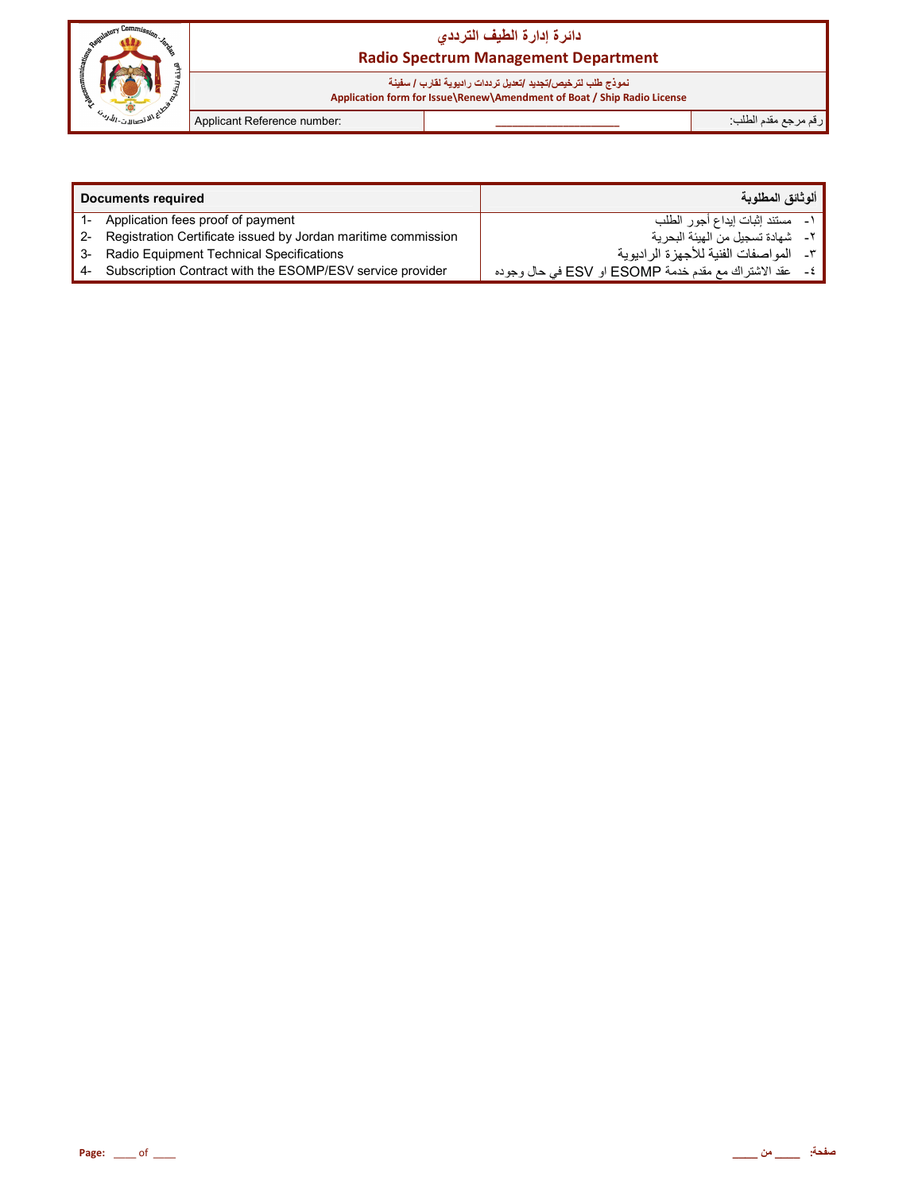# دائرة إدارة الطيف الترددي

## Radio Spectrum Management Department

نموذج طلب لترخيص/تجديد /تعديل ترددات راديوية لقارب / سفينة

Application form for Issue\Renew\Amendment of Boat / Ship Radio License

| Applicant Reference number: | ____________________ | رقم مرجع مقدم الطلب: |
|---|---|---|

| Documents required | ألوثائق المطلوبة |
|---|---|
| 1- Application fees proof of payment | ١- مستند إثبات إيداع أجور الطلب |
| 2- Registration Certificate issued by Jordan maritime commission | ٢- شهادة تسجيل من الهيئة البحرية |
| 3- Radio Equipment Technical Specifications | ٣- المواصفات الفنية للأجهزة الراديوية |
| 4- Subscription Contract with the ESOMP/ESV service provider | ٤- عقد الاشتراك مع مقدم خدمة ESOMP او ESV في حال وجوده |